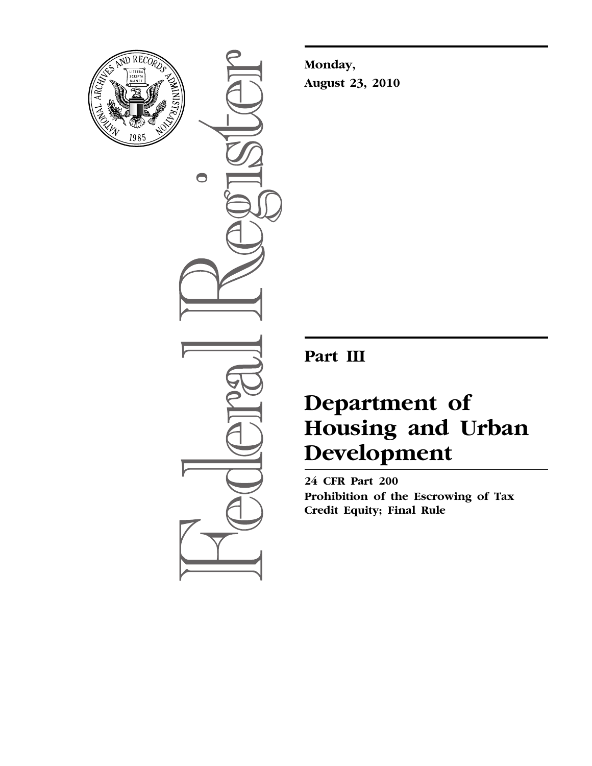**Monday,**

**August 23, 2010**

# Part III

# Department of Housing and Urban Development

**24 CFR Part 200**

**Prohibition of the Escrowing of Tax Credit Equity; Final Rule**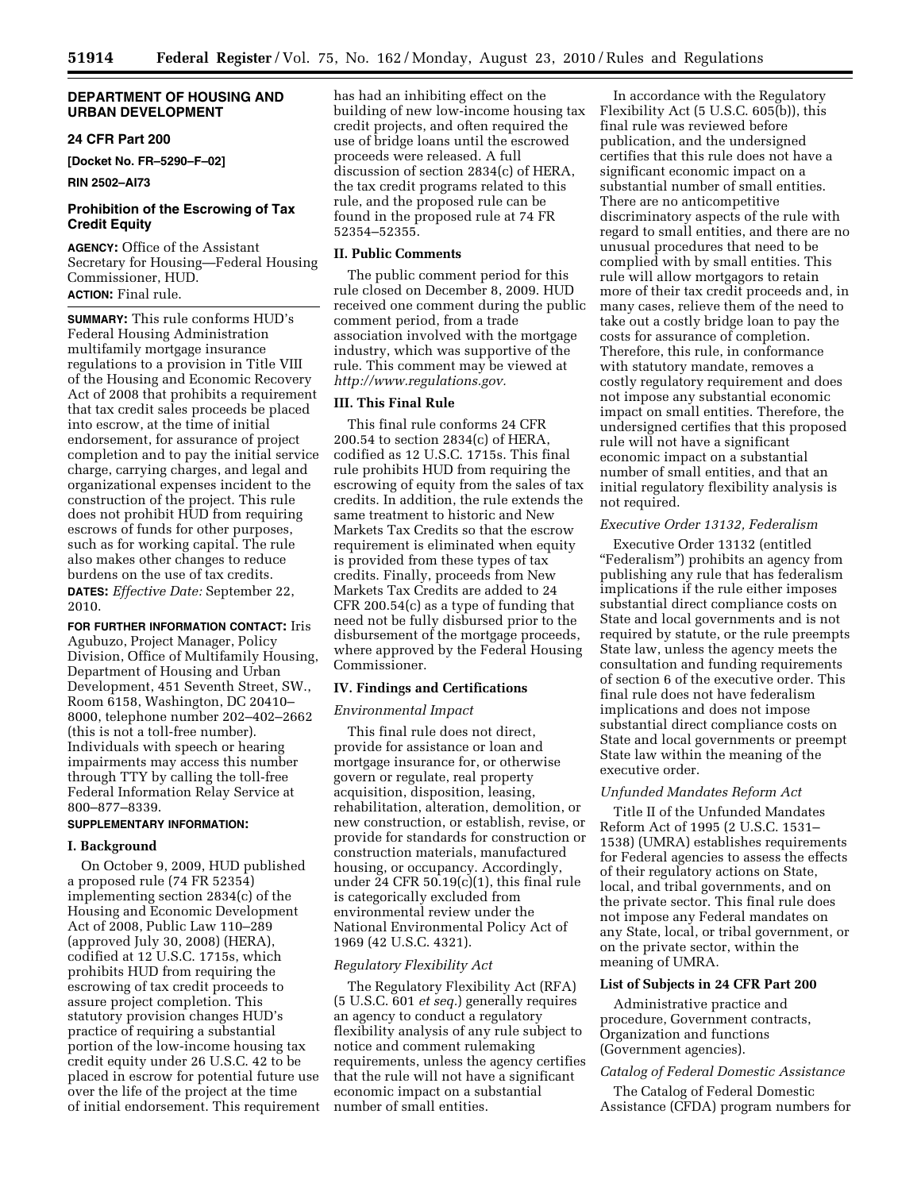**DEPARTMENT OF HOUSING AND URBAN DEVELOPMENT**

**24 CFR Part 200**

**[Docket No. FR–5290–F–02]**

**RIN 2502–AI73**

## Prohibition of the Escrowing of Tax Credit Equity

**AGENCY:** Office of the Assistant Secretary for Housing—Federal Housing Commissioner, HUD.

**ACTION:** Final rule.

**SUMMARY:** This rule conforms HUD's Federal Housing Administration multifamily mortgage insurance regulations to a provision in Title VIII of the Housing and Economic Recovery Act of 2008 that prohibits a requirement that tax credit sales proceeds be placed into escrow, at the time of initial endorsement, for assurance of project completion and to pay the initial service charge, carrying charges, and legal and organizational expenses incident to the construction of the project. This rule does not prohibit HUD from requiring escrows of funds for other purposes, such as for working capital. The rule also makes other changes to reduce burdens on the use of tax credits.

**DATES:** *Effective Date:* September 22, 2010.

**FOR FURTHER INFORMATION CONTACT:** Iris Agubuzo, Project Manager, Policy Division, Office of Multifamily Housing, Department of Housing and Urban Development, 451 Seventh Street, SW., Room 6158, Washington, DC 20410–8000, telephone number 202–402–2662 (this is not a toll-free number). Individuals with speech or hearing impairments may access this number through TTY by calling the toll-free Federal Information Relay Service at 800–877–8339.

**SUPPLEMENTARY INFORMATION:**

### I. Background

On October 9, 2009, HUD published a proposed rule (74 FR 52354) implementing section 2834(c) of the Housing and Economic Development Act of 2008, Public Law 110–289 (approved July 30, 2008) (HERA), codified at 12 U.S.C. 1715s, which prohibits HUD from requiring the escrowing of tax credit proceeds to assure project completion. This statutory provision changes HUD's practice of requiring a substantial portion of the low-income housing tax credit equity under 26 U.S.C. 42 to be placed in escrow for potential future use over the life of the project at the time of initial endorsement. This requirement has had an inhibiting effect on the building of new low-income housing tax credit projects, and often required the use of bridge loans until the escrowed proceeds were released. A full discussion of section 2834(c) of HERA, the tax credit programs related to this rule, and the proposed rule can be found in the proposed rule at 74 FR 52354–52355.

### II. Public Comments

The public comment period for this rule closed on December 8, 2009. HUD received one comment during the public comment period, from a trade association involved with the mortgage industry, which was supportive of the rule. This comment may be viewed at *http://www.regulations.gov.*

### III. This Final Rule

This final rule conforms 24 CFR 200.54 to section 2834(c) of HERA, codified as 12 U.S.C. 1715s. This final rule prohibits HUD from requiring the escrowing of equity from the sales of tax credits. In addition, the rule extends the same treatment to historic and New Markets Tax Credits so that the escrow requirement is eliminated when equity is provided from these types of tax credits. Finally, proceeds from New Markets Tax Credits are added to 24 CFR 200.54(c) as a type of funding that need not be fully disbursed prior to the disbursement of the mortgage proceeds, where approved by the Federal Housing Commissioner.

### IV. Findings and Certifications

*Environmental Impact*

This final rule does not direct, provide for assistance or loan and mortgage insurance for, or otherwise govern or regulate, real property acquisition, disposition, leasing, rehabilitation, alteration, demolition, or new construction, or establish, revise, or provide for standards for construction or construction materials, manufactured housing, or occupancy. Accordingly, under 24 CFR 50.19(c)(1), this final rule is categorically excluded from environmental review under the National Environmental Policy Act of 1969 (42 U.S.C. 4321).

*Regulatory Flexibility Act*

The Regulatory Flexibility Act (RFA) (5 U.S.C. 601 *et seq.*) generally requires an agency to conduct a regulatory flexibility analysis of any rule subject to notice and comment rulemaking requirements, unless the agency certifies that the rule will not have a significant economic impact on a substantial number of small entities.

In accordance with the Regulatory Flexibility Act (5 U.S.C. 605(b)), this final rule was reviewed before publication, and the undersigned certifies that this rule does not have a significant economic impact on a substantial number of small entities. There are no anticompetitive discriminatory aspects of the rule with regard to small entities, and there are no unusual procedures that need to be complied with by small entities. This rule will allow mortgagors to retain more of their tax credit proceeds and, in many cases, relieve them of the need to take out a costly bridge loan to pay the costs for assurance of completion. Therefore, this rule, in conformance with statutory mandate, removes a costly regulatory requirement and does not impose any substantial economic impact on small entities. Therefore, the undersigned certifies that this proposed rule will not have a significant economic impact on a substantial number of small entities, and that an initial regulatory flexibility analysis is not required.

*Executive Order 13132, Federalism*

Executive Order 13132 (entitled "Federalism") prohibits an agency from publishing any rule that has federalism implications if the rule either imposes substantial direct compliance costs on State and local governments and is not required by statute, or the rule preempts State law, unless the agency meets the consultation and funding requirements of section 6 of the executive order. This final rule does not have federalism implications and does not impose substantial direct compliance costs on State and local governments or preempt State law within the meaning of the executive order.

*Unfunded Mandates Reform Act*

Title II of the Unfunded Mandates Reform Act of 1995 (2 U.S.C. 1531–1538) (UMRA) establishes requirements for Federal agencies to assess the effects of their regulatory actions on State, local, and tribal governments, and on the private sector. This final rule does not impose any Federal mandates on any State, local, or tribal government, or on the private sector, within the meaning of UMRA.

**List of Subjects in 24 CFR Part 200**

Administrative practice and procedure, Government contracts, Organization and functions (Government agencies).

*Catalog of Federal Domestic Assistance*

The Catalog of Federal Domestic Assistance (CFDA) program numbers for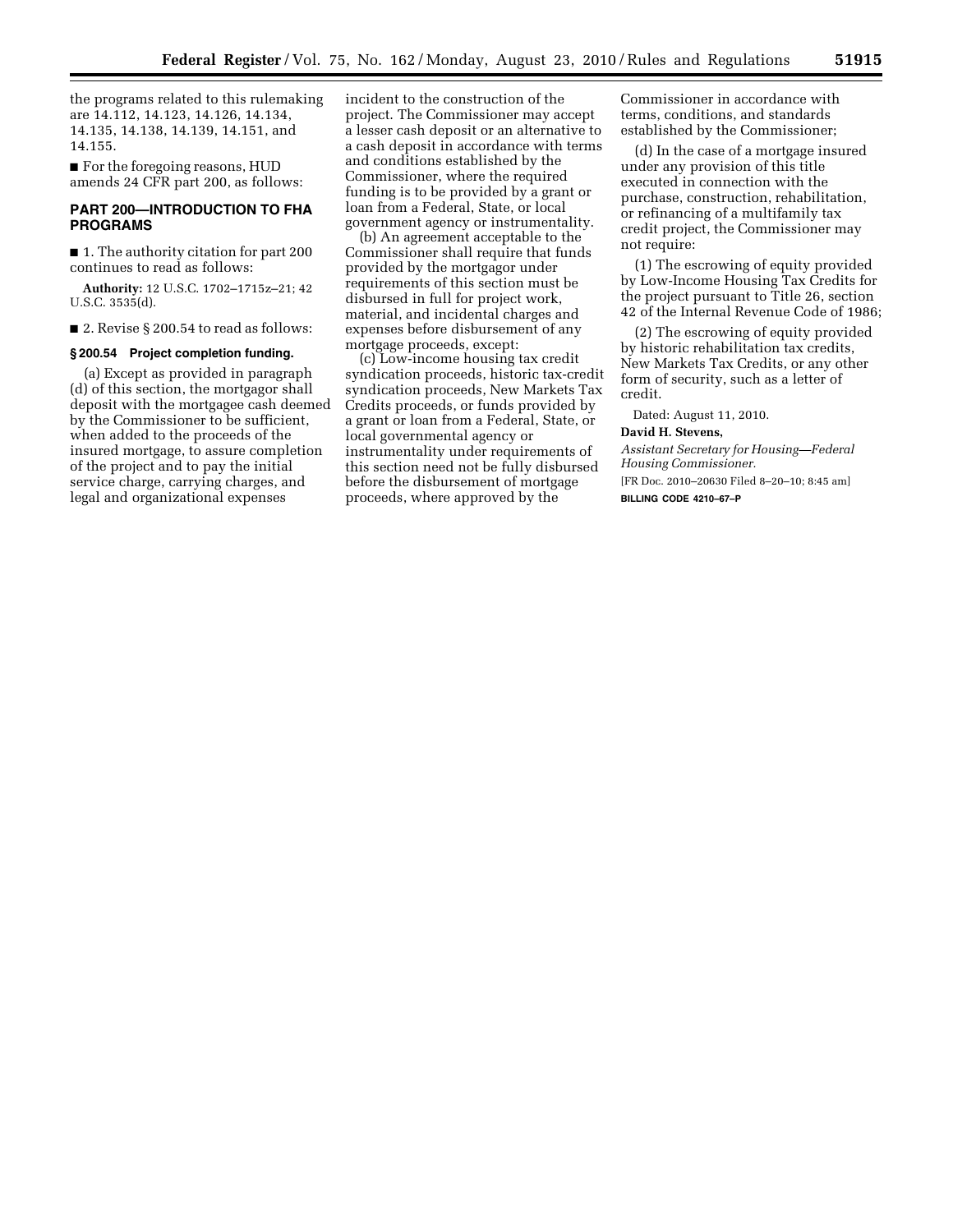the programs related to this rulemaking are 14.112, 14.123, 14.126, 14.134, 14.135, 14.138, 14.139, 14.151, and 14.155.

■ For the foregoing reasons, HUD amends 24 CFR part 200, as follows:

## PART 200—INTRODUCTION TO FHA PROGRAMS

■ 1. The authority citation for part 200 continues to read as follows:

**Authority:** 12 U.S.C. 1702–1715z–21; 42 U.S.C. 3535(d).

■ 2. Revise § 200.54 to read as follows:

### § 200.54 Project completion funding.

(a) Except as provided in paragraph (d) of this section, the mortgagor shall deposit with the mortgagee cash deemed by the Commissioner to be sufficient, when added to the proceeds of the insured mortgage, to assure completion of the project and to pay the initial service charge, carrying charges, and legal and organizational expenses incident to the construction of the project. The Commissioner may accept a lesser cash deposit or an alternative to a cash deposit in accordance with terms and conditions established by the Commissioner, where the required funding is to be provided by a grant or loan from a Federal, State, or local government agency or instrumentality.

(b) An agreement acceptable to the Commissioner shall require that funds provided by the mortgagor under requirements of this section must be disbursed in full for project work, material, and incidental charges and expenses before disbursement of any mortgage proceeds, except:

(c) Low-income housing tax credit syndication proceeds, historic tax-credit syndication proceeds, New Markets Tax Credits proceeds, or funds provided by a grant or loan from a Federal, State, or local governmental agency or instrumentality under requirements of this section need not be fully disbursed before the disbursement of mortgage proceeds, where approved by the Commissioner in accordance with terms, conditions, and standards established by the Commissioner;

(d) In the case of a mortgage insured under any provision of this title executed in connection with the purchase, construction, rehabilitation, or refinancing of a multifamily tax credit project, the Commissioner may not require:

(1) The escrowing of equity provided by Low-Income Housing Tax Credits for the project pursuant to Title 26, section 42 of the Internal Revenue Code of 1986;

(2) The escrowing of equity provided by historic rehabilitation tax credits, New Markets Tax Credits, or any other form of security, such as a letter of credit.

Dated: August 11, 2010.

**David H. Stevens,**

*Assistant Secretary for Housing—Federal Housing Commissioner.*

[FR Doc. 2010–20630 Filed 8–20–10; 8:45 am]

**BILLING CODE 4210–67–P**